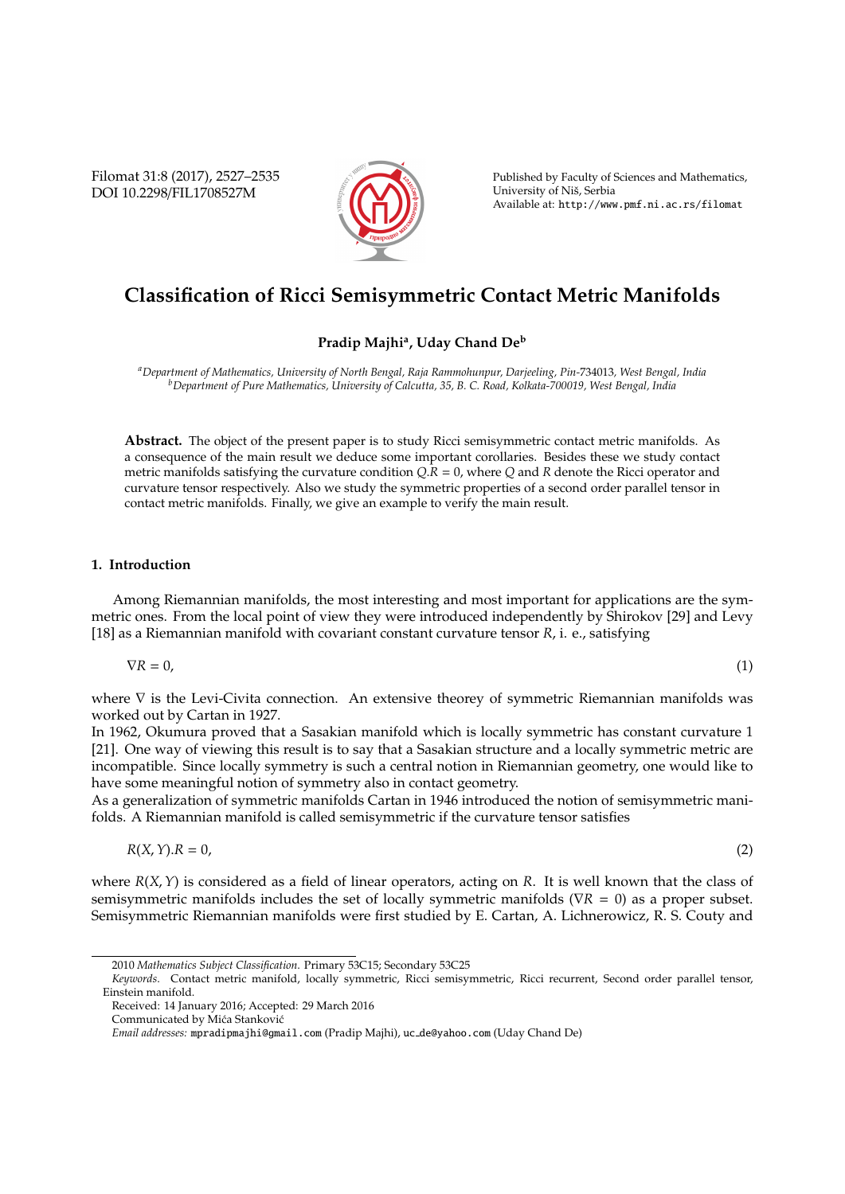# Classification of Ricci Semisymmetric Contact Metric Manifolds

**Pradip Majhi[a], Uday Chand De[b]**

[a]*Department of Mathematics, University of North Bengal, Raja Rammohunpur, Darjeeling, Pin-734013, West Bengal, India*
[b]*Department of Pure Mathematics, University of Calcutta, 35, B. C. Road, Kolkata-700019, West Bengal, India*

**Abstract.** The object of the present paper is to study Ricci semisymmetric contact metric manifolds. As a consequence of the main result we deduce some important corollaries. Besides these we study contact metric manifolds satisfying the curvature condition $Q.R = 0$, where $Q$ and $R$ denote the Ricci operator and curvature tensor respectively. Also we study the symmetric properties of a second order parallel tensor in contact metric manifolds. Finally, we give an example to verify the main result.

## 1. Introduction

Among Riemannian manifolds, the most interesting and most important for applications are the symmetric ones. From the local point of view they were introduced independently by Shirokov [29] and Levy [18] as a Riemannian manifold with covariant constant curvature tensor $R$, i. e., satisfying

$$\nabla R = 0, \tag{1}$$

where $\nabla$ is the Levi-Civita connection. An extensive theory of symmetric Riemannian manifolds was worked out by Cartan in 1927.
In 1962, Okumura proved that a Sasakian manifold which is locally symmetric has constant curvature 1 [21]. One way of viewing this result is to say that a Sasakian structure and a locally symmetric metric are incompatible. Since locally symmetry is such a central notion in Riemannian geometry, one would like to have some meaningful notion of symmetry also in contact geometry.
As a generalization of symmetric manifolds Cartan in 1946 introduced the notion of semisymmetric manifolds. A Riemannian manifold is called semisymmetric if the curvature tensor satisfies

$$R(X,Y).R = 0, \tag{2}$$

where $R(X,Y)$ is considered as a field of linear operators, acting on $R$. It is well known that the class of semisymmetric manifolds includes the set of locally symmetric manifolds ($\nabla R = 0$) as a proper subset. Semisymmetric Riemannian manifolds were first studied by E. Cartan, A. Lichnerowicz, R. S. Couty and

---

2010 *Mathematics Subject Classification*. Primary 53C15; Secondary 53C25
*Keywords*. Contact metric manifold, locally symmetric, Ricci semisymmetric, Ricci recurrent, Second order parallel tensor, Einstein manifold.
Received: 14 January 2016; Accepted: 29 March 2016
Communicated by Mića Stanković
*Email addresses:* mpradipmajhi@gmail.com (Pradip Majhi), uc_de@yahoo.com (Uday Chand De)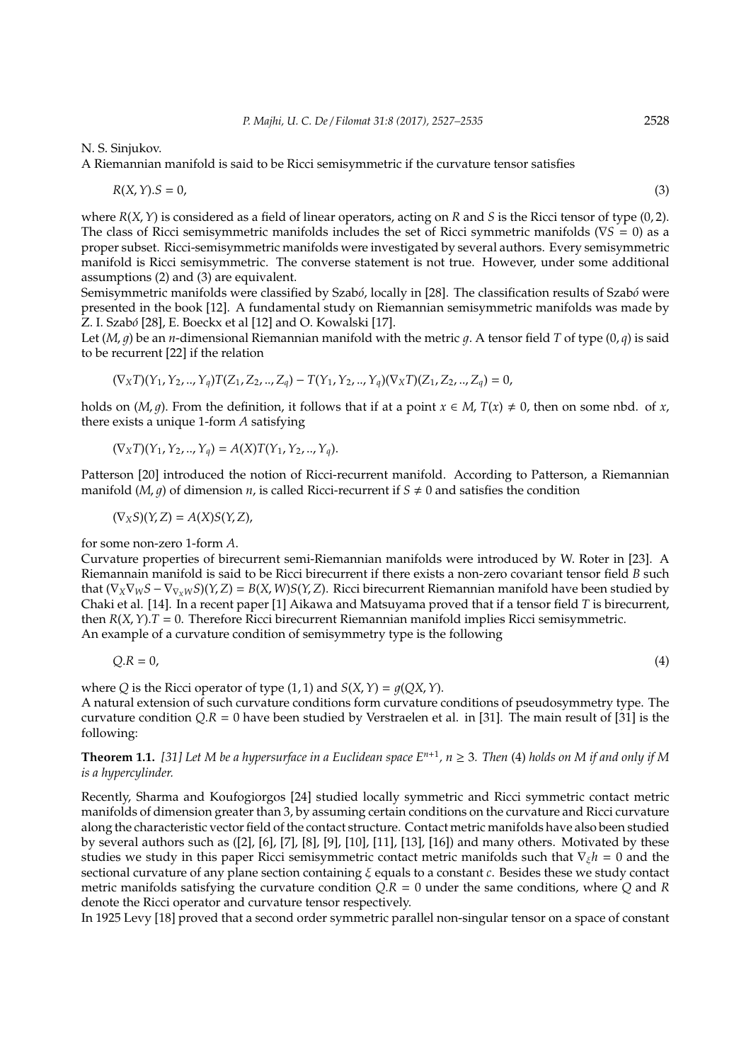N. S. Sinjukov.

A Riemannian manifold is said to be Ricci semisymmetric if the curvature tensor satisfies

$$R(X, Y).S = 0, \tag{3}$$

where $R(X, Y)$ is considered as a field of linear operators, acting on $R$ and $S$ is the Ricci tensor of type $(0, 2)$. The class of Ricci semisymmetric manifolds includes the set of Ricci symmetric manifolds ($\nabla S = 0$) as a proper subset. Ricci-semisymmetric manifolds were investigated by several authors. Every semisymmetric manifold is Ricci semisymmetric. The converse statement is not true. However, under some additional assumptions (2) and (3) are equivalent.

Semisymmetric manifolds were classified by Szabó, locally in [28]. The classification results of Szabó were presented in the book [12]. A fundamental study on Riemannian semisymmetric manifolds was made by Z. I. Szabó [28], E. Boeckx et al [12] and O. Kowalski [17].

Let $(M, g)$ be an $n$-dimensional Riemannian manifold with the metric $g$. A tensor field $T$ of type $(0, q)$ is said to be recurrent [22] if the relation

$$(\nabla_X T)(Y_1, Y_2, .., Y_q)T(Z_1, Z_2, .., Z_q) - T(Y_1, Y_2, .., Y_q)(\nabla_X T)(Z_1, Z_2, .., Z_q) = 0,$$

holds on $(M, g)$. From the definition, it follows that if at a point $x \in M$, $T(x) \neq 0$, then on some nbd. of $x$, there exists a unique 1-form $A$ satisfying

$$(\nabla_X T)(Y_1, Y_2, .., Y_q) = A(X)T(Y_1, Y_2, .., Y_q).$$

Patterson [20] introduced the notion of Ricci-recurrent manifold. According to Patterson, a Riemannian manifold $(M, g)$ of dimension $n$, is called Ricci-recurrent if $S \neq 0$ and satisfies the condition

$$(\nabla_X S)(Y, Z) = A(X)S(Y, Z),$$

for some non-zero 1-form $A$.

Curvature properties of birecurrent semi-Riemannian manifolds were introduced by W. Roter in [23]. A Riemannain manifold is said to be Ricci birecurrent if there exists a non-zero covariant tensor field $B$ such that $(\nabla_X \nabla_W S - \nabla_{\nabla_X W} S)(Y, Z) = B(X, W)S(Y, Z)$. Ricci birecurrent Riemannian manifold have been studied by Chaki et al. [14]. In a recent paper [1] Aikawa and Matsuyama proved that if a tensor field $T$ is birecurrent, then $R(X, Y).T = 0$. Therefore Ricci birecurrent Riemannian manifold implies Ricci semisymmetric.

An example of a curvature condition of semisymmetry type is the following

$$Q.R = 0, \tag{4}$$

where $Q$ is the Ricci operator of type $(1, 1)$ and $S(X, Y) = g(QX, Y)$.

A natural extension of such curvature conditions form curvature conditions of pseudosymmetry type. The curvature condition $Q.R = 0$ have been studied by Verstraelen et al. in [31]. The main result of [31] is the following:

**Theorem 1.1.** *[31] Let $M$ be a hypersurface in a Euclidean space $E^{n+1}$, $n \geq 3$. Then* (4) *holds on $M$ if and only if $M$ is a hypercylinder.*

Recently, Sharma and Koufogiorgos [24] studied locally symmetric and Ricci symmetric contact metric manifolds of dimension greater than 3, by assuming certain conditions on the curvature and Ricci curvature along the characteristic vector field of the contact structure. Contact metric manifolds have also been studied by several authors such as ([2], [6], [7], [8], [9], [10], [11], [13], [16]) and many others. Motivated by these studies we study in this paper Ricci semisymmetric contact metric manifolds such that $\nabla_\xi h = 0$ and the sectional curvature of any plane section containing $\xi$ equals to a constant $c$. Besides these we study contact metric manifolds satisfying the curvature condition $Q.R = 0$ under the same conditions, where $Q$ and $R$ denote the Ricci operator and curvature tensor respectively.

In 1925 Levy [18] proved that a second order symmetric parallel non-singular tensor on a space of constant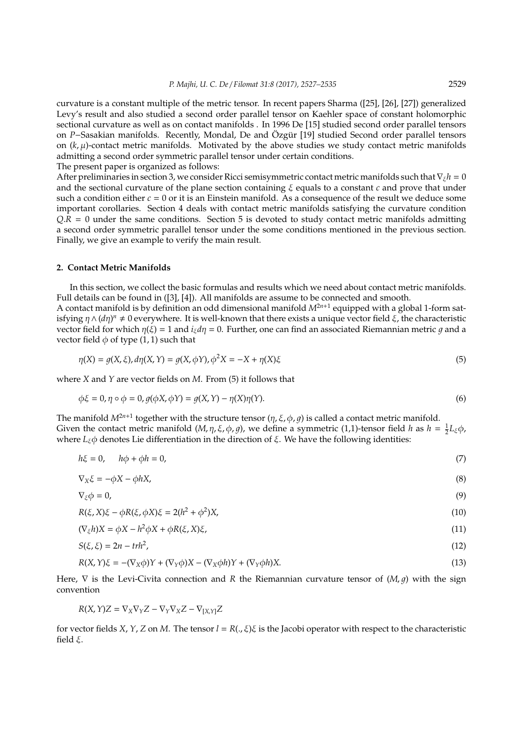curvature is a constant multiple of the metric tensor. In recent papers Sharma ([25], [26], [27]) generalized Levy's result and also studied a second order parallel tensor on Kaehler space of constant holomorphic sectional curvature as well as on contact manifolds . In 1996 De [15] studied second order parallel tensors on $P-$Sasakian manifolds. Recently, Mondal, De and Özgür [19] studied Second order parallel tensors on $(k, \mu)$-contact metric manifolds. Motivated by the above studies we study contact metric manifolds admitting a second order symmetric parallel tensor under certain conditions.

The present paper is organized as follows:

After preliminaries in section 3, we consider Ricci semisymmetric contact metric manifolds such that $\nabla_\xi h = 0$ and the sectional curvature of the plane section containing $\xi$ equals to a constant $c$ and prove that under such a condition either $c = 0$ or it is an Einstein manifold. As a consequence of the result we deduce some important corollaries. Section 4 deals with contact metric manifolds satisfying the curvature condition $Q.R = 0$ under the same conditions. Section 5 is devoted to study contact metric manifolds admitting a second order symmetric parallel tensor under the some conditions mentioned in the previous section. Finally, we give an example to verify the main result.

## 2. Contact Metric Manifolds

In this section, we collect the basic formulas and results which we need about contact metric manifolds. Full details can be found in ([3], [4]). All manifolds are assume to be connected and smooth.

A contact manifold is by definition an odd dimensional manifold $M^{2n+1}$ equipped with a global 1-form satisfying $\eta \wedge (d\eta)^n \neq 0$ everywhere. It is well-known that there exists a unique vector field $\xi$, the characteristic vector field for which $\eta(\xi) = 1$ and $i_\xi d\eta = 0$. Further, one can find an associated Riemannian metric $g$ and a vector field $\phi$ of type $(1, 1)$ such that

$$\eta(X) = g(X, \xi), d\eta(X, Y) = g(X, \phi Y), \phi^2 X = -X + \eta(X)\xi \tag{5}$$

where $X$ and $Y$ are vector fields on $M$. From (5) it follows that

$$\phi\xi = 0, \eta \circ \phi = 0, g(\phi X, \phi Y) = g(X, Y) - \eta(X)\eta(Y). \tag{6}$$

The manifold $M^{2n+1}$ together with the structure tensor $(\eta, \xi, \phi, g)$ is called a contact metric manifold.

Given the contact metric manifold $(M, \eta, \xi, \phi, g)$, we define a symmetric (1,1)-tensor field $h$ as $h = \frac{1}{2}L_\xi\phi$, where $L_\xi\phi$ denotes Lie differentiation in the direction of $\xi$. We have the following identities:

$$h\xi = 0, \quad h\phi + \phi h = 0, \tag{7}$$

$$\nabla_X \xi = -\phi X - \phi h X, \tag{8}$$

$$\nabla_\xi \phi = 0, \tag{9}$$

$$R(\xi, X)\xi - \phi R(\xi, \phi X)\xi = 2(h^2 + \phi^2)X, \tag{10}$$

$$(\nabla_\xi h)X = \phi X - h^2\phi X + \phi R(\xi, X)\xi, \tag{11}$$

$$S(\xi, \xi) = 2n - trh^2, \tag{12}$$

$$R(X, Y)\xi = -(\nabla_X\phi)Y + (\nabla_Y\phi)X - (\nabla_X\phi h)Y + (\nabla_Y\phi h)X. \tag{13}$$

Here, $\nabla$ is the Levi-Civita connection and $R$ the Riemannian curvature tensor of $(M, g)$ with the sign convention

$$R(X, Y)Z = \nabla_X\nabla_Y Z - \nabla_Y\nabla_X Z - \nabla_{[X,Y]}Z$$

for vector fields $X$, $Y$, $Z$ on $M$. The tensor $l = R(., \xi)\xi$ is the Jacobi operator with respect to the characteristic field $\xi$.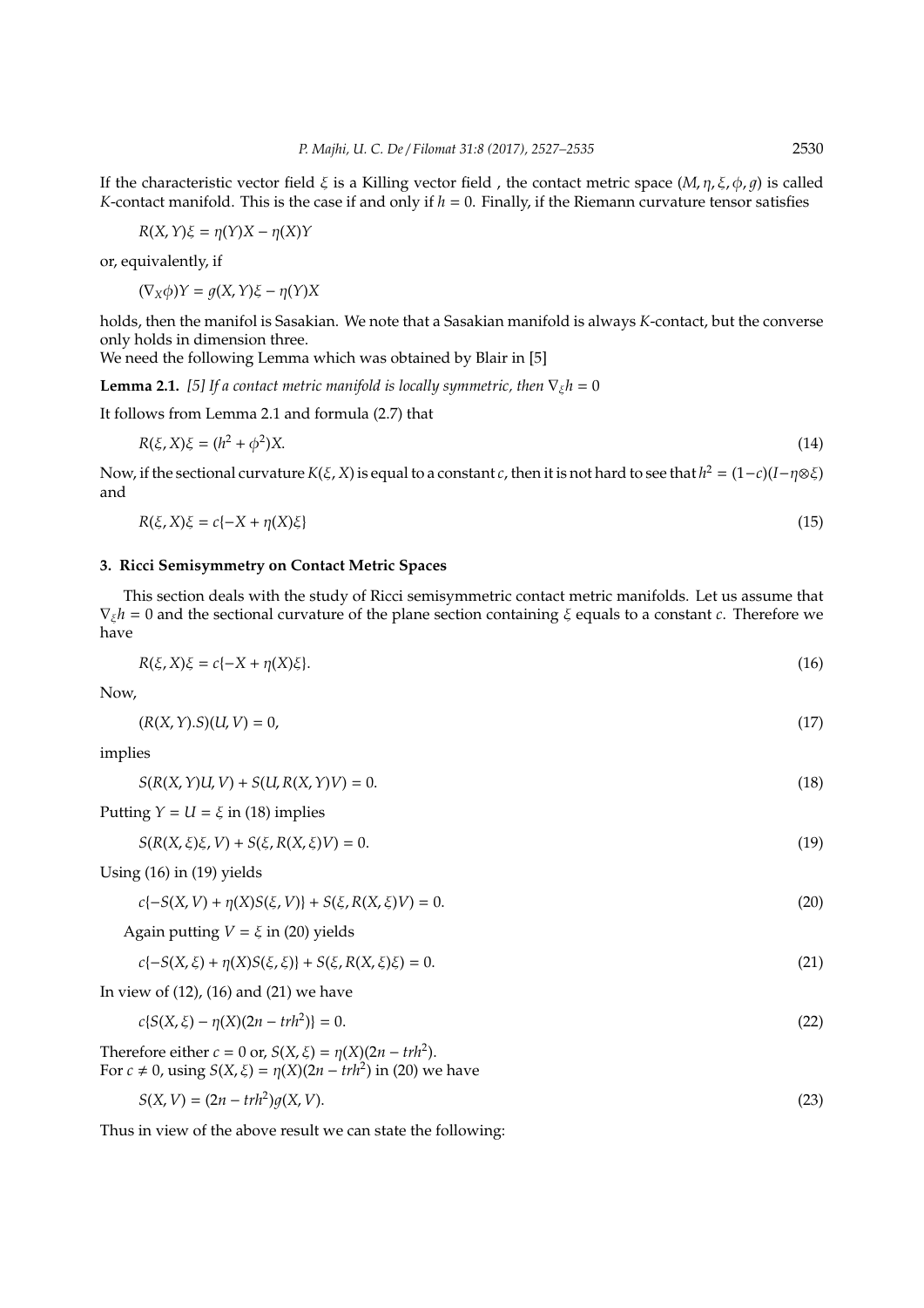If the characteristic vector field $\xi$ is a Killing vector field , the contact metric space $(M, \eta, \xi, \phi, g)$ is called $K$-contact manifold. This is the case if and only if $h = 0$. Finally, if the Riemann curvature tensor satisfies

$$R(X, Y)\xi = \eta(Y)X - \eta(X)Y$$

or, equivalently, if

$$(\nabla_X \phi)Y = g(X, Y)\xi - \eta(Y)X$$

holds, then the manifol is Sasakian. We note that a Sasakian manifold is always $K$-contact, but the converse only holds in dimension three.
We need the following Lemma which was obtained by Blair in [5]

**Lemma 2.1.** *[5] If a contact metric manifold is locally symmetric, then* $\nabla_\xi h = 0$

It follows from Lemma 2.1 and formula (2.7) that

$$R(\xi, X)\xi = (h^2 + \phi^2)X. \tag{14}$$

Now, if the sectional curvature $K(\xi, X)$ is equal to a constant $c$, then it is not hard to see that $h^2 = (1-c)(I - \eta \otimes \xi)$ and

$$R(\xi, X)\xi = c\{-X + \eta(X)\xi\} \tag{15}$$

## 3. Ricci Semisymmetry on Contact Metric Spaces

This section deals with the study of Ricci semisymmetric contact metric manifolds. Let us assume that $\nabla_\xi h = 0$ and the sectional curvature of the plane section containing $\xi$ equals to a constant $c$. Therefore we have

$$R(\xi, X)\xi = c\{-X + \eta(X)\xi\}. \tag{16}$$

Now,

$$(R(X, Y).S)(U, V) = 0, \tag{17}$$

implies

$$S(R(X, Y)U, V) + S(U, R(X, Y)V) = 0. \tag{18}$$

Putting $Y = U = \xi$ in (18) implies

$$S(R(X, \xi)\xi, V) + S(\xi, R(X, \xi)V) = 0. \tag{19}$$

Using (16) in (19) yields

$$c\{-S(X, V) + \eta(X)S(\xi, V)\} + S(\xi, R(X, \xi)V) = 0. \tag{20}$$

Again putting $V = \xi$ in (20) yields

$$c\{-S(X, \xi) + \eta(X)S(\xi, \xi)\} + S(\xi, R(X, \xi)\xi) = 0. \tag{21}$$

In view of (12), (16) and (21) we have

$$c\{S(X, \xi) - \eta(X)(2n - trh^2)\} = 0. \tag{22}$$

Therefore either $c = 0$ or, $S(X, \xi) = \eta(X)(2n - trh^2)$.
For $c \neq 0$, using $S(X, \xi) = \eta(X)(2n - trh^2)$ in (20) we have

$$S(X, V) = (2n - trh^2)g(X, V). \tag{23}$$

Thus in view of the above result we can state the following: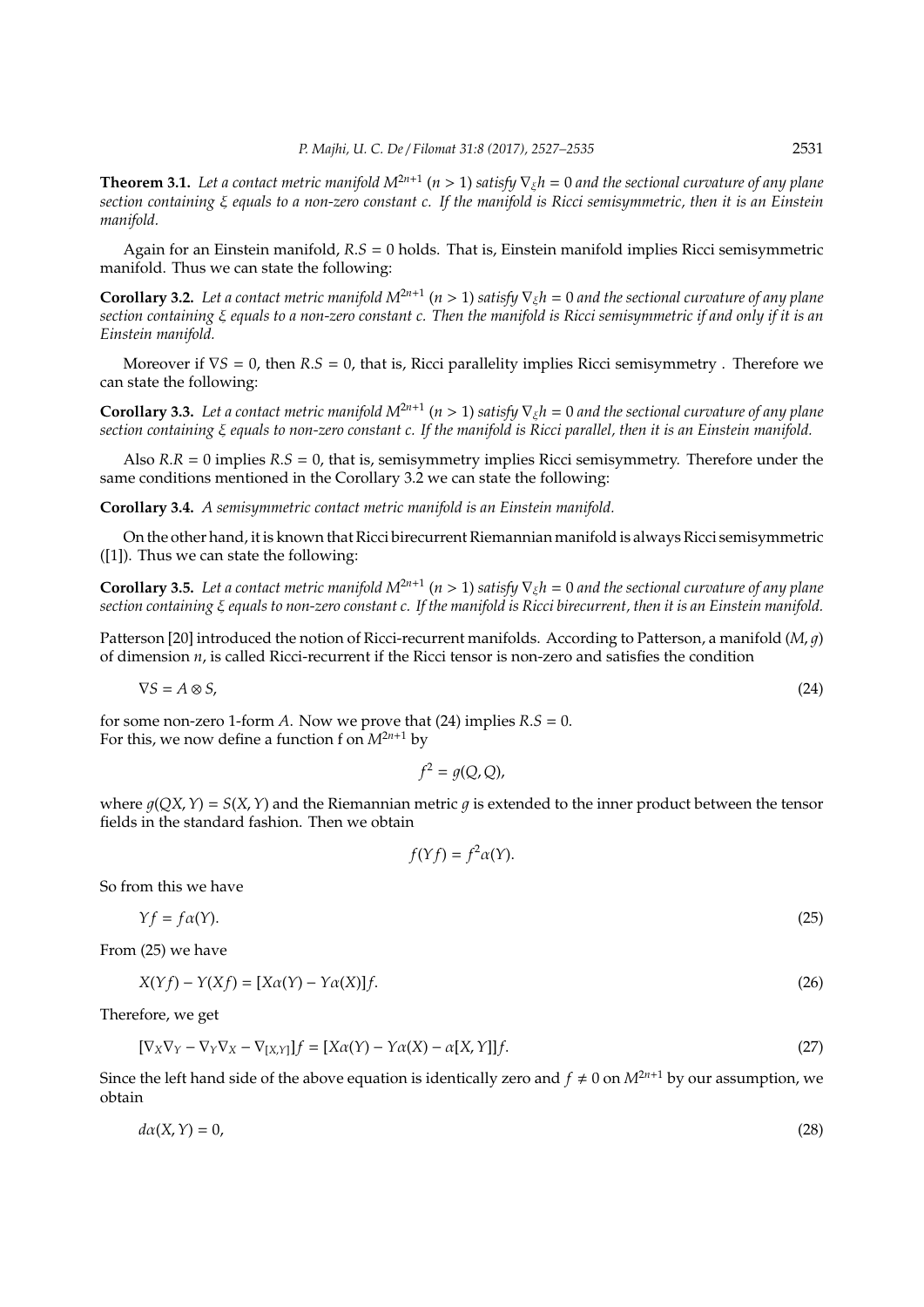**Theorem 3.1.** *Let a contact metric manifold $M^{2n+1}$ $(n > 1)$ satisfy $\nabla_\xi h = 0$ and the sectional curvature of any plane section containing $\xi$ equals to a non-zero constant $c$. If the manifold is Ricci semisymmetric, then it is an Einstein manifold.*

Again for an Einstein manifold, $R.S = 0$ holds. That is, Einstein manifold implies Ricci semisymmetric manifold. Thus we can state the following:

**Corollary 3.2.** *Let a contact metric manifold $M^{2n+1}$ $(n > 1)$ satisfy $\nabla_\xi h = 0$ and the sectional curvature of any plane section containing $\xi$ equals to a non-zero constant $c$. Then the manifold is Ricci semisymmetric if and only if it is an Einstein manifold.*

Moreover if $\nabla S = 0$, then $R.S = 0$, that is, Ricci parallelity implies Ricci semisymmetry . Therefore we can state the following:

**Corollary 3.3.** *Let a contact metric manifold $M^{2n+1}$ $(n > 1)$ satisfy $\nabla_\xi h = 0$ and the sectional curvature of any plane section containing $\xi$ equals to non-zero constant $c$. If the manifold is Ricci parallel, then it is an Einstein manifold.*

Also $R.R = 0$ implies $R.S = 0$, that is, semisymmetry implies Ricci semisymmetry. Therefore under the same conditions mentioned in the Corollary 3.2 we can state the following:

**Corollary 3.4.** *A semisymmetric contact metric manifold is an Einstein manifold.*

On the other hand, it is known that Ricci birecurrent Riemannian manifold is always Ricci semisymmetric ([1]). Thus we can state the following:

**Corollary 3.5.** *Let a contact metric manifold $M^{2n+1}$ $(n > 1)$ satisfy $\nabla_\xi h = 0$ and the sectional curvature of any plane section containing $\xi$ equals to non-zero constant $c$. If the manifold is Ricci birecurrent, then it is an Einstein manifold.*

Patterson [20] introduced the notion of Ricci-recurrent manifolds. According to Patterson, a manifold $(M, g)$ of dimension $n$, is called Ricci-recurrent if the Ricci tensor is non-zero and satisfies the condition

$$\nabla S = A \otimes S, \tag{24}$$

for some non-zero 1-form $A$. Now we prove that (24) implies $R.S = 0$.
For this, we now define a function f on $M^{2n+1}$ by

$$f^2 = g(Q, Q),$$

where $g(QX, Y) = S(X, Y)$ and the Riemannian metric $g$ is extended to the inner product between the tensor fields in the standard fashion. Then we obtain

$$f(Yf) = f^2\alpha(Y).$$

So from this we have

$$Yf = f\alpha(Y). \tag{25}$$

From (25) we have

$$X(Yf) - Y(Xf) = [X\alpha(Y) - Y\alpha(X)]f. \tag{26}$$

Therefore, we get

$$[\nabla_X\nabla_Y - \nabla_Y\nabla_X - \nabla_{[X,Y]}]f = [X\alpha(Y) - Y\alpha(X) - \alpha[X, Y]]f. \tag{27}$$

Since the left hand side of the above equation is identically zero and $f \neq 0$ on $M^{2n+1}$ by our assumption, we obtain

$$d\alpha(X, Y) = 0, \tag{28}$$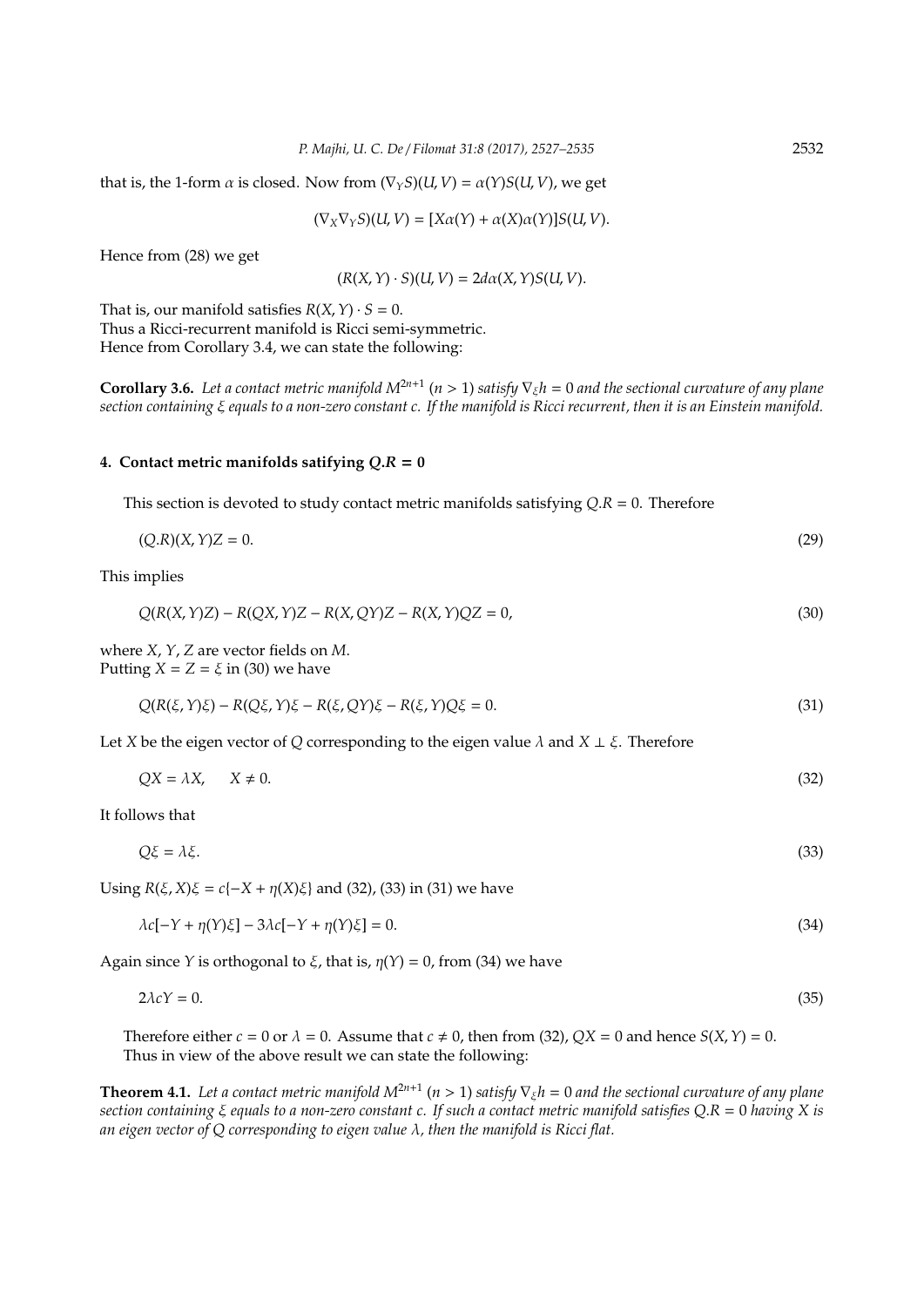that is, the 1-form $\alpha$ is closed. Now from $(\nabla_Y S)(U, V) = \alpha(Y)S(U, V)$, we get

$$(\nabla_X \nabla_Y S)(U, V) = [X\alpha(Y) + \alpha(X)\alpha(Y)]S(U, V).$$

Hence from (28) we get

$$(R(X, Y) \cdot S)(U, V) = 2d\alpha(X, Y)S(U, V).$$

That is, our manifold satisfies $R(X, Y) \cdot S = 0$.
Thus a Ricci-recurrent manifold is Ricci semi-symmetric.
Hence from Corollary 3.4, we can state the following:

**Corollary 3.6.** *Let a contact metric manifold $M^{2n+1}$ ($n > 1$) satisfy $\nabla_\xi h = 0$ and the sectional curvature of any plane section containing $\xi$ equals to a non-zero constant $c$. If the manifold is Ricci recurrent, then it is an Einstein manifold.*

## 4. Contact metric manifolds satisfying $Q.R = 0$

This section is devoted to study contact metric manifolds satisfying $Q.R = 0$. Therefore

$$(Q.R)(X, Y)Z = 0. \tag{29}$$

This implies

$$Q(R(X, Y)Z) - R(QX, Y)Z - R(X, QY)Z - R(X, Y)QZ = 0, \tag{30}$$

where $X$, $Y$, $Z$ are vector fields on $M$.
Putting $X = Z = \xi$ in (30) we have

$$Q(R(\xi, Y)\xi) - R(Q\xi, Y)\xi - R(\xi, QY)\xi - R(\xi, Y)Q\xi = 0. \tag{31}$$

Let $X$ be the eigen vector of $Q$ corresponding to the eigen value $\lambda$ and $X \perp \xi$. Therefore

$$QX = \lambda X, \qquad X \neq 0. \tag{32}$$

It follows that

$$Q\xi = \lambda\xi. \tag{33}$$

Using $R(\xi, X)\xi = c\{-X + \eta(X)\xi\}$ and (32), (33) in (31) we have

$$\lambda c[-Y + \eta(Y)\xi] - 3\lambda c[-Y + \eta(Y)\xi] = 0. \tag{34}$$

Again since $Y$ is orthogonal to $\xi$, that is, $\eta(Y) = 0$, from (34) we have

$$2\lambda c Y = 0. \tag{35}$$

Therefore either $c = 0$ or $\lambda = 0$. Assume that $c \neq 0$, then from (32), $QX = 0$ and hence $S(X, Y) = 0$.
Thus in view of the above result we can state the following:

**Theorem 4.1.** *Let a contact metric manifold $M^{2n+1}$ ($n > 1$) satisfy $\nabla_\xi h = 0$ and the sectional curvature of any plane section containing $\xi$ equals to a non-zero constant $c$. If such a contact metric manifold satisfies $Q.R = 0$ having $X$ is an eigen vector of $Q$ corresponding to eigen value $\lambda$, then the manifold is Ricci flat.*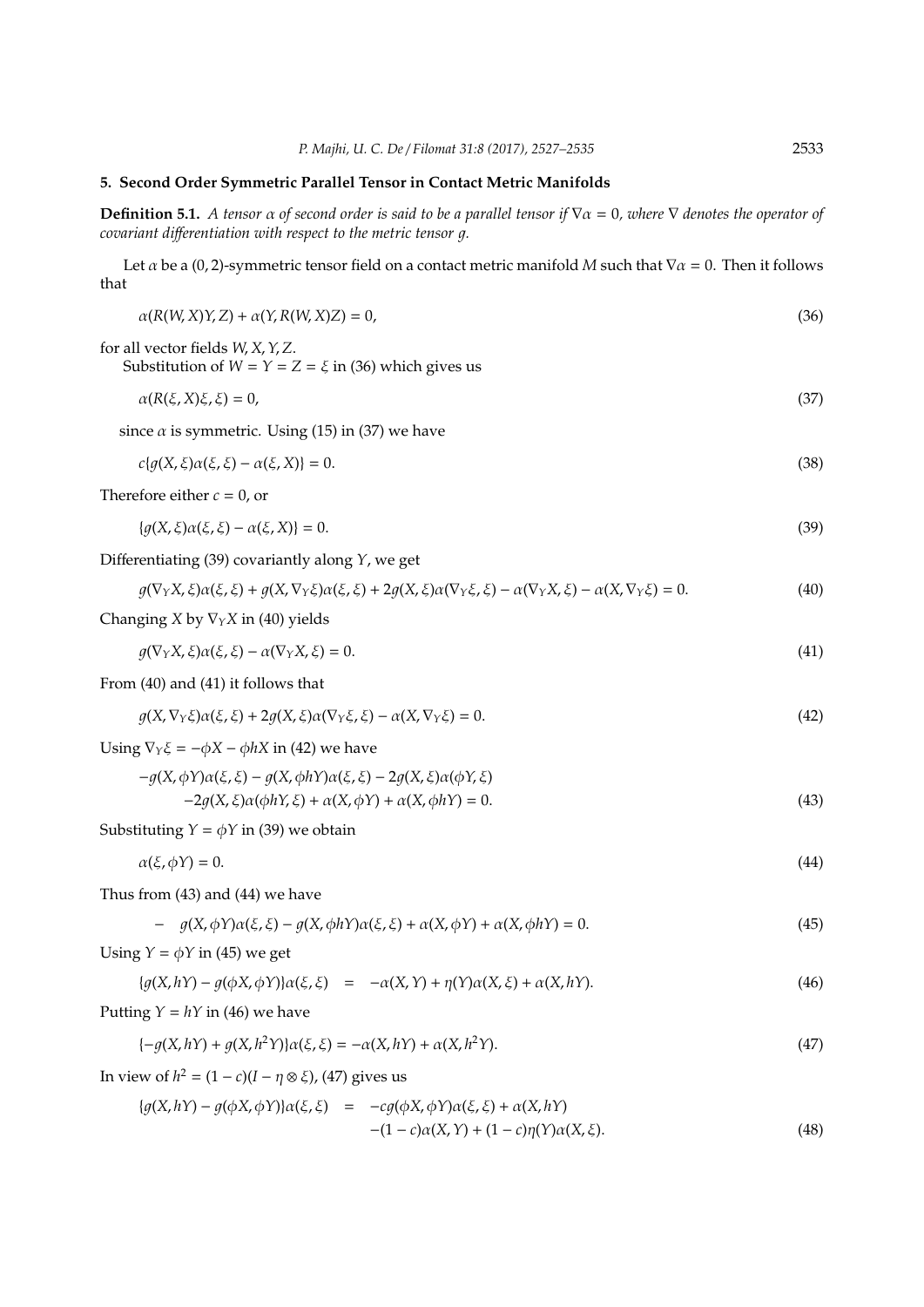## 5. Second Order Symmetric Parallel Tensor in Contact Metric Manifolds

**Definition 5.1.** *A tensor $\alpha$ of second order is said to be a parallel tensor if $\nabla\alpha = 0$, where $\nabla$ denotes the operator of covariant differentiation with respect to the metric tensor $g$.*

Let $\alpha$ be a $(0, 2)$-symmetric tensor field on a contact metric manifold $M$ such that $\nabla\alpha = 0$. Then it follows that

$$\alpha(R(W, X)Y, Z) + \alpha(Y, R(W, X)Z) = 0, \tag{36}$$

for all vector fields $W, X, Y, Z$.

Substitution of $W = Y = Z = \xi$ in (36) which gives us

$$\alpha(R(\xi, X)\xi, \xi) = 0, \tag{37}$$

since $\alpha$ is symmetric. Using (15) in (37) we have

$$c\{g(X, \xi)\alpha(\xi, \xi) - \alpha(\xi, X)\} = 0. \tag{38}$$

Therefore either $c = 0$, or

$$\{g(X, \xi)\alpha(\xi, \xi) - \alpha(\xi, X)\} = 0. \tag{39}$$

Differentiating (39) covariantly along $Y$, we get

$$g(\nabla_Y X, \xi)\alpha(\xi, \xi) + g(X, \nabla_Y \xi)\alpha(\xi, \xi) + 2g(X, \xi)\alpha(\nabla_Y \xi, \xi) - \alpha(\nabla_Y X, \xi) - \alpha(X, \nabla_Y \xi) = 0. \tag{40}$$

Changing $X$ by $\nabla_Y X$ in (40) yields

$$g(\nabla_Y X, \xi)\alpha(\xi, \xi) - \alpha(\nabla_Y X, \xi) = 0. \tag{41}$$

From (40) and (41) it follows that

$$g(X, \nabla_Y \xi)\alpha(\xi, \xi) + 2g(X, \xi)\alpha(\nabla_Y \xi, \xi) - \alpha(X, \nabla_Y \xi) = 0. \tag{42}$$

Using $\nabla_Y \xi = -\phi X - \phi hX$ in (42) we have

$$\begin{aligned} -g(X, \phi Y)\alpha(\xi, \xi) - g(X, \phi hY)\alpha(\xi, \xi) - 2g(X, \xi)\alpha(\phi Y, \xi) \\ -2g(X, \xi)\alpha(\phi hY, \xi) + \alpha(X, \phi Y) + \alpha(X, \phi hY) = 0. \end{aligned} \tag{43}$$

Substituting $Y = \phi Y$ in (39) we obtain

$$\alpha(\xi, \phi Y) = 0. \tag{44}$$

Thus from (43) and (44) we have

$$-\quad g(X, \phi Y)\alpha(\xi, \xi) - g(X, \phi hY)\alpha(\xi, \xi) + \alpha(X, \phi Y) + \alpha(X, \phi hY) = 0. \tag{45}$$

Using $Y = \phi Y$ in (45) we get

$$\{g(X, hY) - g(\phi X, \phi Y)\}\alpha(\xi, \xi) \quad = \quad -\alpha(X, Y) + \eta(Y)\alpha(X, \xi) + \alpha(X, hY). \tag{46}$$

Putting $Y = hY$ in (46) we have

$$\{-g(X, hY) + g(X, h^2 Y)\}\alpha(\xi, \xi) = -\alpha(X, hY) + \alpha(X, h^2 Y). \tag{47}$$

In view of $h^2 = (1 - c)(I - \eta \otimes \xi)$, (47) gives us

$$\begin{aligned} \{g(X, hY) - g(\phi X, \phi Y)\}\alpha(\xi, \xi) \quad = \quad & -cg(\phi X, \phi Y)\alpha(\xi, \xi) + \alpha(X, hY) \\ & -(1 - c)\alpha(X, Y) + (1 - c)\eta(Y)\alpha(X, \xi). \end{aligned} \tag{48}$$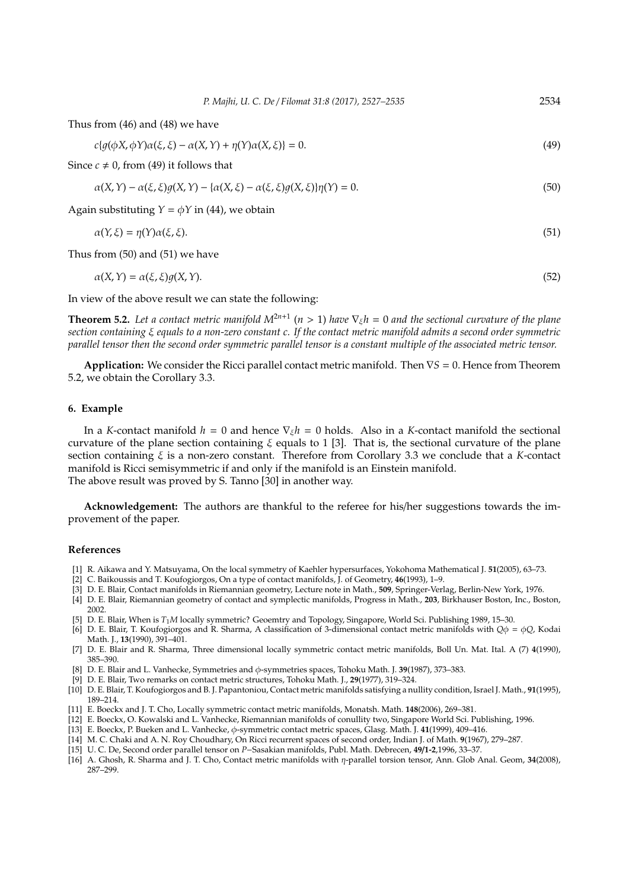Thus from (46) and (48) we have

$$c\{g(\phi X, \phi Y)\alpha(\xi, \xi) - \alpha(X, Y) + \eta(Y)\alpha(X, \xi)\} = 0. \tag{49}$$

Since $c \neq 0$, from (49) it follows that

$$\alpha(X, Y) - \alpha(\xi, \xi)g(X, Y) - \{\alpha(X, \xi) - \alpha(\xi, \xi)g(X, \xi)\}\eta(Y) = 0. \tag{50}$$

Again substituting $Y = \phi Y$ in (44), we obtain

$$\alpha(Y, \xi) = \eta(Y)\alpha(\xi, \xi). \tag{51}$$

Thus from (50) and (51) we have

$$\alpha(X, Y) = \alpha(\xi, \xi)g(X, Y). \tag{52}$$

In view of the above result we can state the following:

**Theorem 5.2.** *Let a contact metric manifold $M^{2n+1}$ ($n > 1$) have $\nabla_\xi h = 0$ and the sectional curvature of the plane section containing $\xi$ equals to a non-zero constant $c$. If the contact metric manifold admits a second order symmetric parallel tensor then the second order symmetric parallel tensor is a constant multiple of the associated metric tensor.*

**Application:** We consider the Ricci parallel contact metric manifold. Then $\nabla S = 0$. Hence from Theorem 5.2, we obtain the Corollary 3.3.

## 6. Example

In a $K$-contact manifold $h = 0$ and hence $\nabla_\xi h = 0$ holds. Also in a $K$-contact manifold the sectional curvature of the plane section containing $\xi$ equals to 1 [3]. That is, the sectional curvature of the plane section containing $\xi$ is a non-zero constant. Therefore from Corollary 3.3 we conclude that a $K$-contact manifold is Ricci semisymmetric if and only if the manifold is an Einstein manifold.
The above result was proved by S. Tanno [30] in another way.

**Acknowledgement:** The authors are thankful to the referee for his/her suggestions towards the improvement of the paper.

## References

- [1] R. Aikawa and Y. Matsuyama, On the local symmetry of Kaehler hypersurfaces, Yokohoma Mathematical J. **51**(2005), 63–73.
- [2] C. Baikoussis and T. Koufogiorgos, On a type of contact manifolds, J. of Geometry, **46**(1993), 1–9.
- [3] D. E. Blair, Contact manifolds in Riemannian geometry, Lecture note in Math., **509**, Springer-Verlag, Berlin-New York, 1976.
- [4] D. E. Blair, Riemannian geometry of contact and symplectic manifolds, Progress in Math., **203**, Birkhauser Boston, Inc., Boston, 2002.
- [5] D. E. Blair, When is $T_1M$ locally symmetric? Geoemtry and Topology, Singapore, World Sci. Publishing 1989, 15–30.
- [6] D. E. Blair, T. Koufogiorgos and R. Sharma, A classification of 3-dimensional contact metric manifolds with $Q\phi = \phi Q$, Kodai Math. J., **13**(1990), 391–401.
- [7] D. E. Blair and R. Sharma, Three dimensional locally symmetric contact metric manifolds, Boll Un. Mat. Ital. A (7) **4**(1990), 385–390.
- [8] D. E. Blair and L. Vanhecke, Symmetries and $\phi$-symmetries spaces, Tohoku Math. J. **39**(1987), 373–383.
- [9] D. E. Blair, Two remarks on contact metric structures, Tohoku Math. J., **29**(1977), 319–324.
- [10] D. E. Blair, T. Koufogiorgos and B. J. Papantoniou, Contact metric manifolds satisfying a nullity condition, Israel J. Math., **91**(1995), 189–214.
- [11] E. Boeckx and J. T. Cho, Locally symmetric contact metric manifolds, Monatsh. Math. **148**(2006), 269–381.
- [12] E. Boeckx, O. Kowalski and L. Vanhecke, Riemannian manifolds of conullity two, Singapore World Sci. Publishing, 1996.
- [13] E. Boeckx, P. Bueken and L. Vanhecke, $\phi$-symmetric contact metric spaces, Glasg. Math. J. **41**(1999), 409–416.
- [14] M. C. Chaki and A. N. Roy Choudhary, On Ricci recurrent spaces of second order, Indian J. of Math. **9**(1967), 279–287.
- [15] U. C. De, Second order parallel tensor on $P$−Sasakian manifolds, Publ. Math. Debrecen, **49/1-2**,1996, 33–37.
- [16] A. Ghosh, R. Sharma and J. T. Cho, Contact metric manifolds with $\eta$-parallel torsion tensor, Ann. Glob Anal. Geom, **34**(2008), 287–299.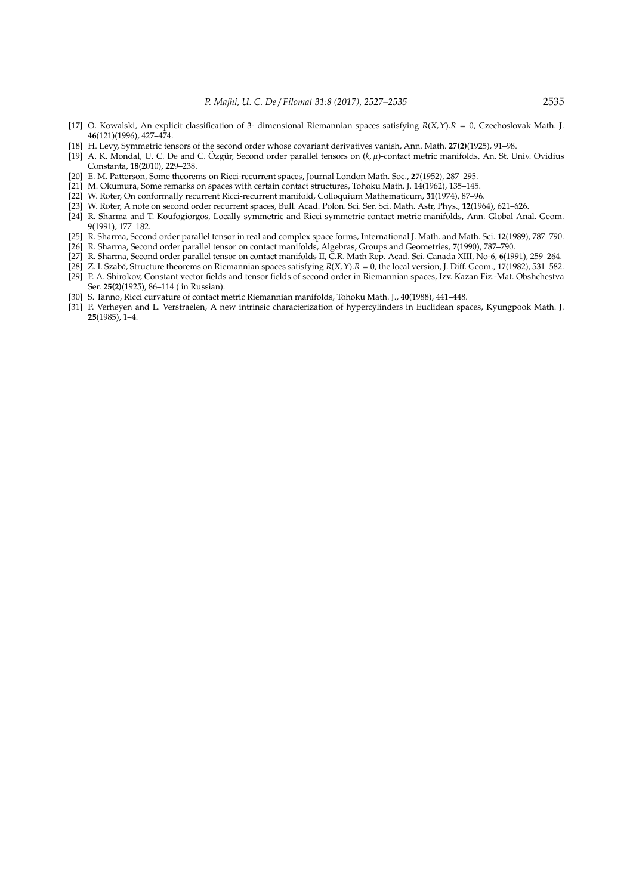[17] O. Kowalski, An explicit classification of 3- dimensional Riemannian spaces satisfying $R(X, Y).R = 0$, Czechoslovak Math. J. **46**(121)(1996), 427–474.

[18] H. Levy, Symmetric tensors of the second order whose covariant derivatives vanish, Ann. Math. **27(2)**(1925), 91–98.

[19] A. K. Mondal, U. C. De and C. Özgür, Second order parallel tensors on $(k, \mu)$-contact metric manifolds, An. St. Univ. Ovidius Constanta, **18**(2010), 229–238.

[20] E. M. Patterson, Some theorems on Ricci-recurrent spaces, Journal London Math. Soc., **27**(1952), 287–295.

[21] M. Okumura, Some remarks on spaces with certain contact structures, Tohoku Math. J. **14**(1962), 135–145.

[22] W. Roter, On conformally recurrent Ricci-recurrent manifold, Colloquium Mathematicum, **31**(1974), 87–96.

[23] W. Roter, A note on second order recurrent spaces, Bull. Acad. Polon. Sci. Ser. Sci. Math. Astr, Phys., **12**(1964), 621–626.

[24] R. Sharma and T. Koufogiorgos, Locally symmetric and Ricci symmetric contact metric manifolds, Ann. Global Anal. Geom. **9**(1991), 177–182.

[25] R. Sharma, Second order parallel tensor in real and complex space forms, International J. Math. and Math. Sci. **12**(1989), 787–790.

[26] R. Sharma, Second order parallel tensor on contact manifolds, Algebras, Groups and Geometries, **7**(1990), 787–790.

[27] R. Sharma, Second order parallel tensor on contact manifolds II, C.R. Math Rep. Acad. Sci. Canada XIII, No-6, **6**(1991), 259–264.

[28] Z. I. Szabó, Structure theorems on Riemannian spaces satisfying $R(X, Y).R = 0$, the local version, J. Diff. Geom., **17**(1982), 531–582.

[29] P. A. Shirokov, Constant vector fields and tensor fields of second order in Riemannian spaces, Izv. Kazan Fiz.-Mat. Obshchestva Ser. **25(2)**(1925), 86–114 ( in Russian).

[30] S. Tanno, Ricci curvature of contact metric Riemannian manifolds, Tohoku Math. J., **40**(1988), 441–448.

[31] P. Verheyen and L. Verstraelen, A new intrinsic characterization of hypercylinders in Euclidean spaces, Kyungpook Math. J. **25**(1985), 1–4.